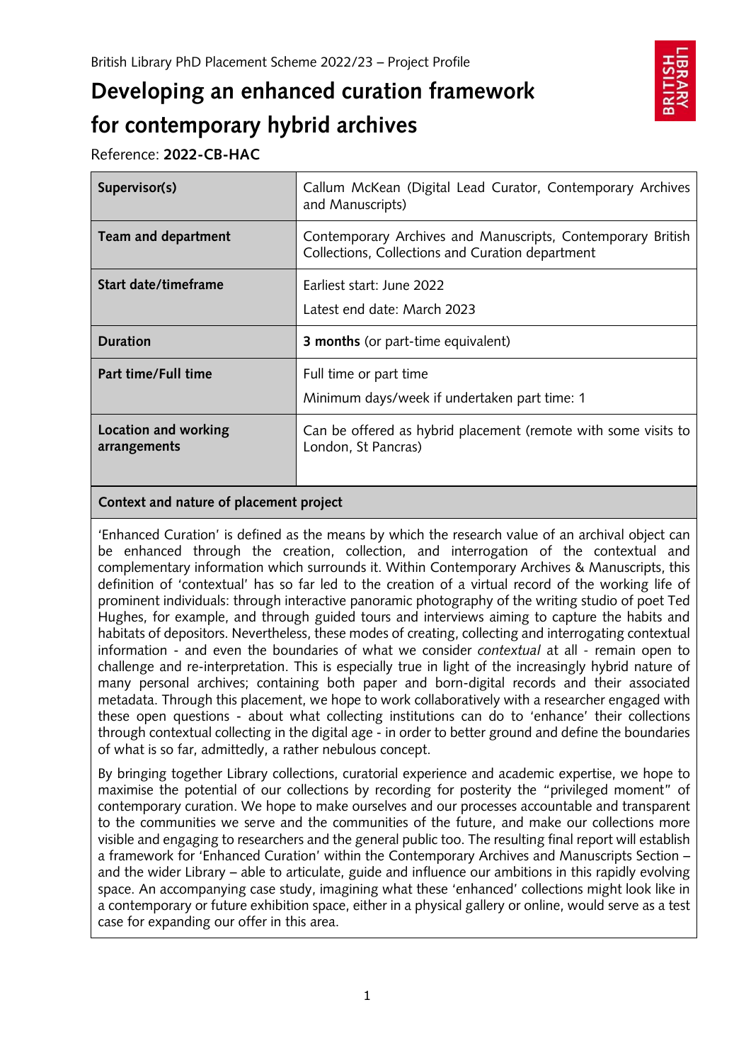British Library PhD Placement Scheme 2022/23 – Project Profile

# Developing an enhanced curation framework for contemporary hybrid archives

Reference: **2022-CB-HAC**

| | |
|---|---|
| **Supervisor(s)** | Callum McKean (Digital Lead Curator, Contemporary Archives and Manuscripts) |
| **Team and department** | Contemporary Archives and Manuscripts, Contemporary British Collections, Collections and Curation department |
| **Start date/timeframe** | Earliest start: June 2022<br>Latest end date: March 2023 |
| **Duration** | **3 months** (or part-time equivalent) |
| **Part time/Full time** | Full time or part time<br>Minimum days/week if undertaken part time: 1 |
| **Location and working arrangements** | Can be offered as hybrid placement (remote with some visits to London, St Pancras) |

## Context and nature of placement project

'Enhanced Curation' is defined as the means by which the research value of an archival object can be enhanced through the creation, collection, and interrogation of the contextual and complementary information which surrounds it. Within Contemporary Archives & Manuscripts, this definition of 'contextual' has so far led to the creation of a virtual record of the working life of prominent individuals: through interactive panoramic photography of the writing studio of poet Ted Hughes, for example, and through guided tours and interviews aiming to capture the habits and habitats of depositors. Nevertheless, these modes of creating, collecting and interrogating contextual information - and even the boundaries of what we consider *contextual* at all - remain open to challenge and re-interpretation. This is especially true in light of the increasingly hybrid nature of many personal archives; containing both paper and born-digital records and their associated metadata. Through this placement, we hope to work collaboratively with a researcher engaged with these open questions - about what collecting institutions can do to 'enhance' their collections through contextual collecting in the digital age - in order to better ground and define the boundaries of what is so far, admittedly, a rather nebulous concept.

By bringing together Library collections, curatorial experience and academic expertise, we hope to maximise the potential of our collections by recording for posterity the "privileged moment" of contemporary curation. We hope to make ourselves and our processes accountable and transparent to the communities we serve and the communities of the future, and make our collections more visible and engaging to researchers and the general public too. The resulting final report will establish a framework for 'Enhanced Curation' within the Contemporary Archives and Manuscripts Section – and the wider Library – able to articulate, guide and influence our ambitions in this rapidly evolving space. An accompanying case study, imagining what these 'enhanced' collections might look like in a contemporary or future exhibition space, either in a physical gallery or online, would serve as a test case for expanding our offer in this area.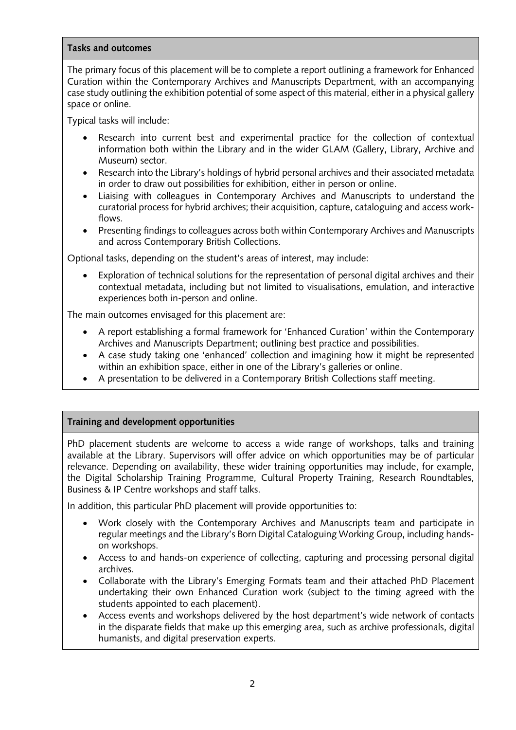## Tasks and outcomes

The primary focus of this placement will be to complete a report outlining a framework for Enhanced Curation within the Contemporary Archives and Manuscripts Department, with an accompanying case study outlining the exhibition potential of some aspect of this material, either in a physical gallery space or online.

Typical tasks will include:

- Research into current best and experimental practice for the collection of contextual information both within the Library and in the wider GLAM (Gallery, Library, Archive and Museum) sector.
- Research into the Library's holdings of hybrid personal archives and their associated metadata in order to draw out possibilities for exhibition, either in person or online.
- Liaising with colleagues in Contemporary Archives and Manuscripts to understand the curatorial process for hybrid archives; their acquisition, capture, cataloguing and access work-flows.
- Presenting findings to colleagues across both within Contemporary Archives and Manuscripts and across Contemporary British Collections.

Optional tasks, depending on the student's areas of interest, may include:

- Exploration of technical solutions for the representation of personal digital archives and their contextual metadata, including but not limited to visualisations, emulation, and interactive experiences both in-person and online.

The main outcomes envisaged for this placement are:

- A report establishing a formal framework for 'Enhanced Curation' within the Contemporary Archives and Manuscripts Department; outlining best practice and possibilities.
- A case study taking one 'enhanced' collection and imagining how it might be represented within an exhibition space, either in one of the Library's galleries or online.
- A presentation to be delivered in a Contemporary British Collections staff meeting.

## Training and development opportunities

PhD placement students are welcome to access a wide range of workshops, talks and training available at the Library. Supervisors will offer advice on which opportunities may be of particular relevance. Depending on availability, these wider training opportunities may include, for example, the Digital Scholarship Training Programme, Cultural Property Training, Research Roundtables, Business & IP Centre workshops and staff talks.

In addition, this particular PhD placement will provide opportunities to:

- Work closely with the Contemporary Archives and Manuscripts team and participate in regular meetings and the Library's Born Digital Cataloguing Working Group, including hands-on workshops.
- Access to and hands-on experience of collecting, capturing and processing personal digital archives.
- Collaborate with the Library's Emerging Formats team and their attached PhD Placement undertaking their own Enhanced Curation work (subject to the timing agreed with the students appointed to each placement).
- Access events and workshops delivered by the host department's wide network of contacts in the disparate fields that make up this emerging area, such as archive professionals, digital humanists, and digital preservation experts.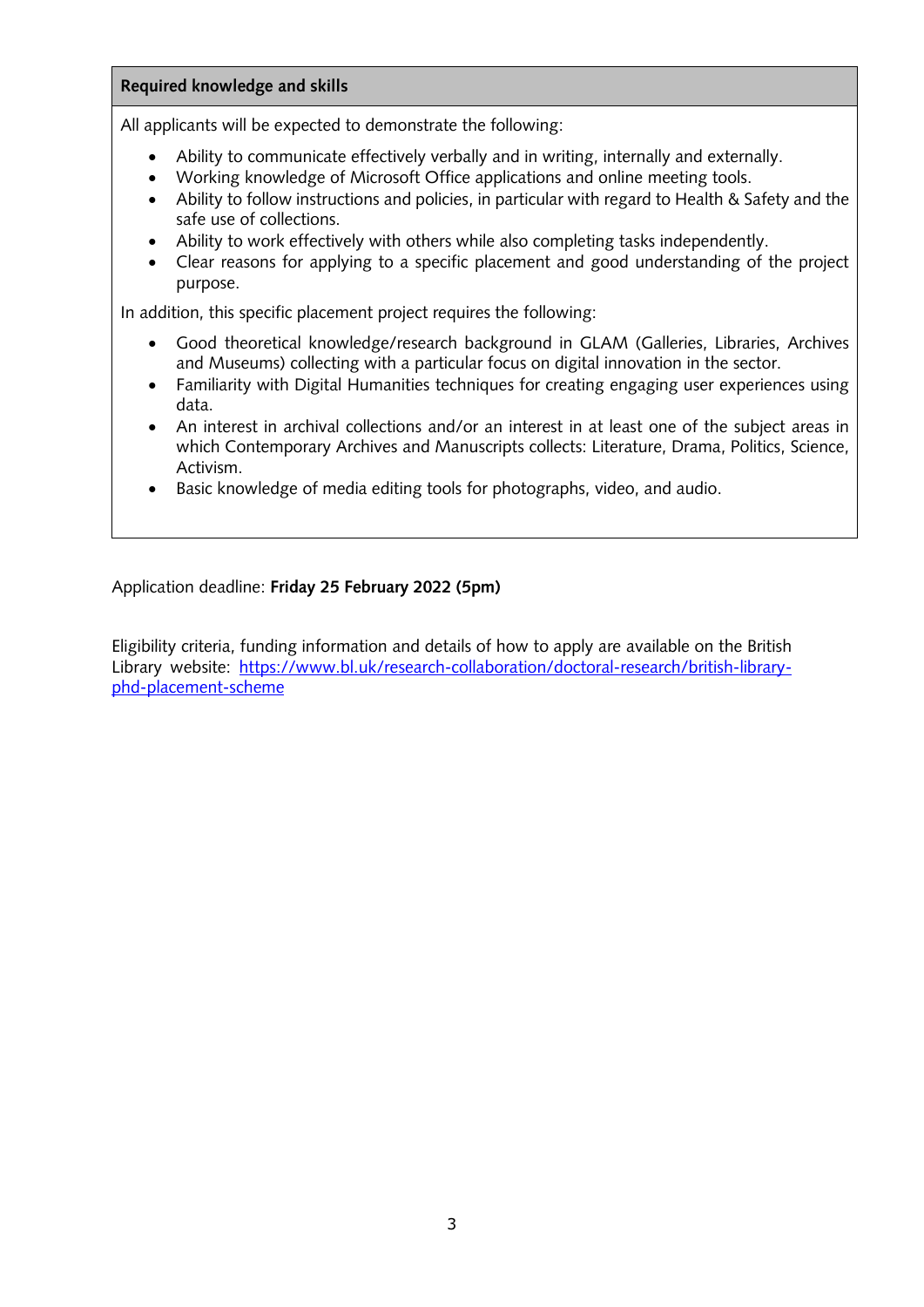**Required knowledge and skills**

All applicants will be expected to demonstrate the following:

- Ability to communicate effectively verbally and in writing, internally and externally.
- Working knowledge of Microsoft Office applications and online meeting tools.
- Ability to follow instructions and policies, in particular with regard to Health & Safety and the safe use of collections.
- Ability to work effectively with others while also completing tasks independently.
- Clear reasons for applying to a specific placement and good understanding of the project purpose.

In addition, this specific placement project requires the following:

- Good theoretical knowledge/research background in GLAM (Galleries, Libraries, Archives and Museums) collecting with a particular focus on digital innovation in the sector.
- Familiarity with Digital Humanities techniques for creating engaging user experiences using data.
- An interest in archival collections and/or an interest in at least one of the subject areas in which Contemporary Archives and Manuscripts collects: Literature, Drama, Politics, Science, Activism.
- Basic knowledge of media editing tools for photographs, video, and audio.

Application deadline: **Friday 25 February 2022 (5pm)**

Eligibility criteria, funding information and details of how to apply are available on the British Library website: [https://www.bl.uk/research-collaboration/doctoral-research/british-library-phd-placement-scheme](https://www.bl.uk/research-collaboration/doctoral-research/british-library-phd-placement-scheme)